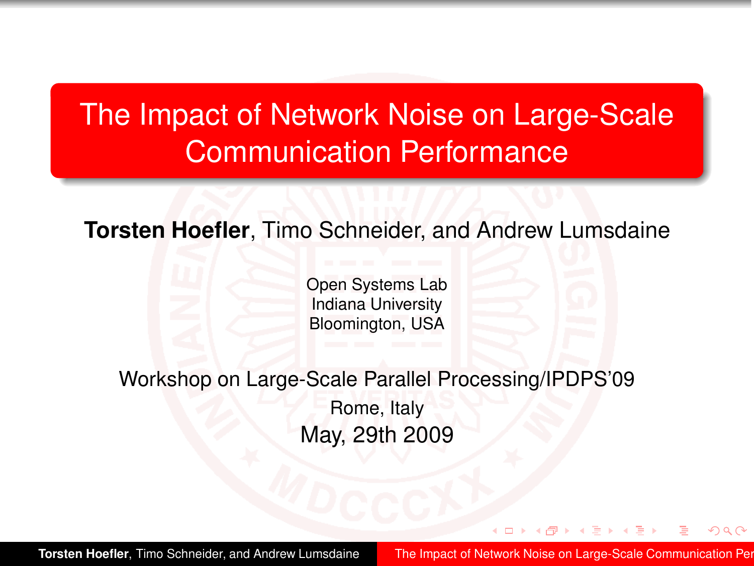# The Impact of Network Noise on Large-Scale Communication Performance

**Torsten Hoefler**, Timo Schneider, and Andrew Lumsdaine

Open Systems Lab
Indiana University
Bloomington, USA

Workshop on Large-Scale Parallel Processing/IPDPS'09

Rome, Italy

May, 29th 2009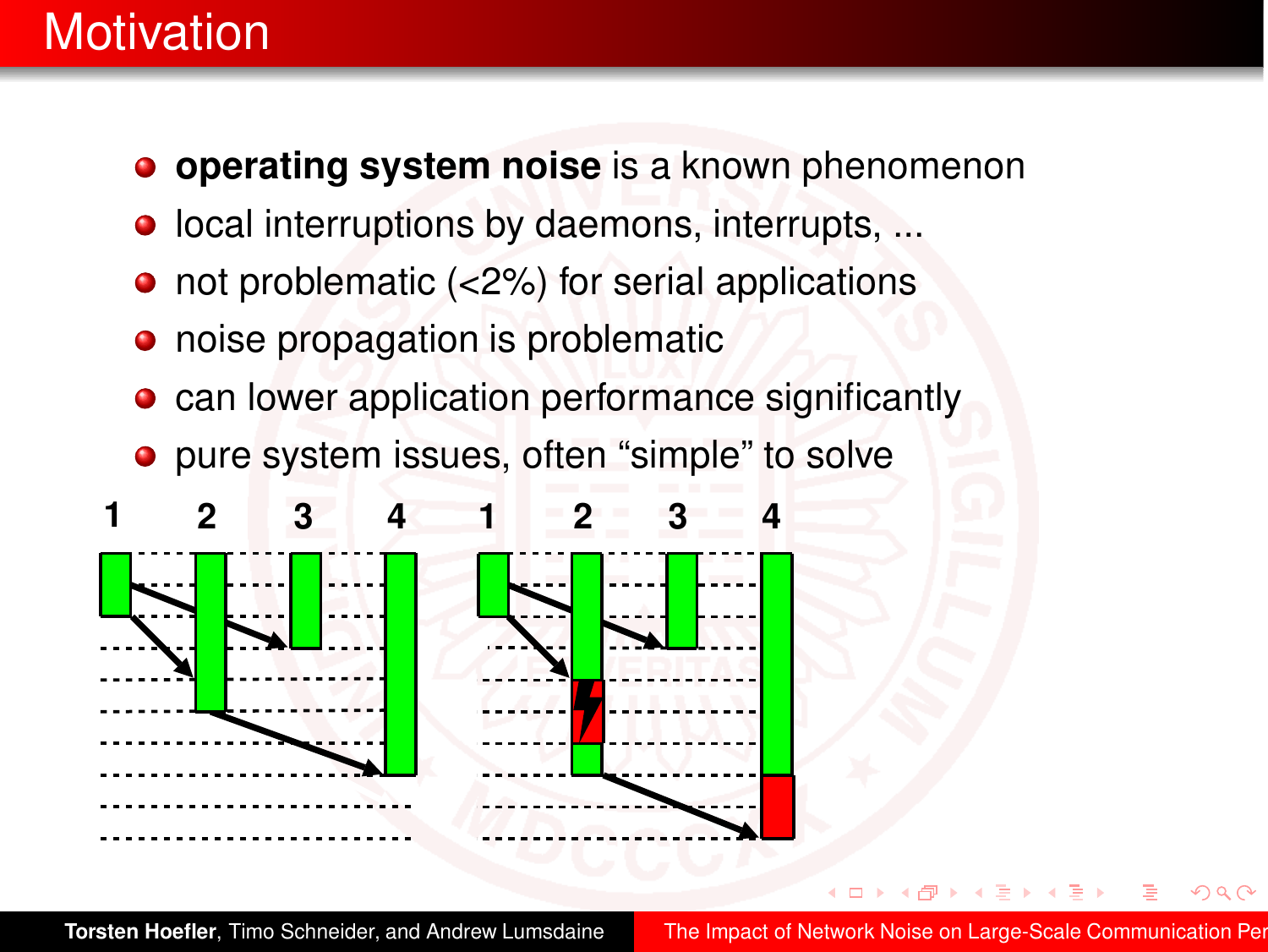# Motivation

- **operating system noise** is a known phenomenon
- local interruptions by daemons, interrupts, ...
- not problematic (<2%) for serial applications
- noise propagation is problematic
- can lower application performance significantly
- pure system issues, often “simple” to solve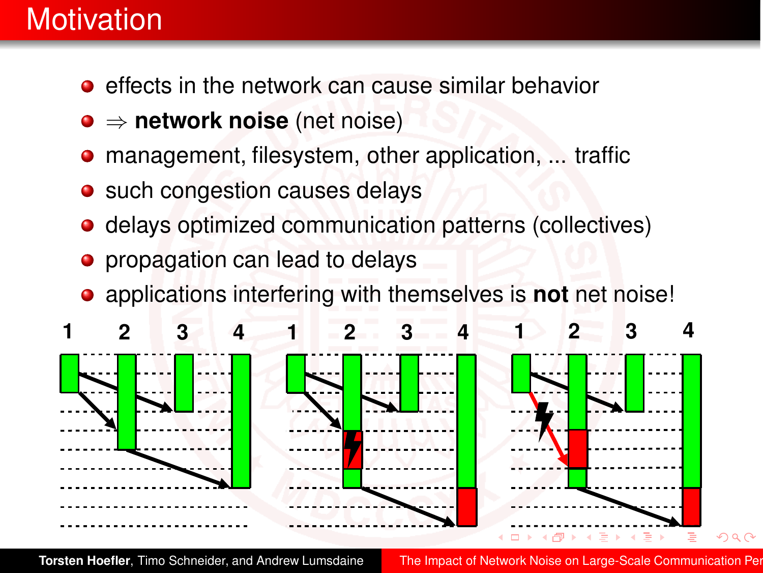# Motivation

- effects in the network can cause similar behavior
- $\Rightarrow$ **network noise** (net noise)
- management, filesystem, other application, ... traffic
- such congestion causes delays
- delays optimized communication patterns (collectives)
- propagation can lead to delays
- applications interfering with themselves is **not** net noise!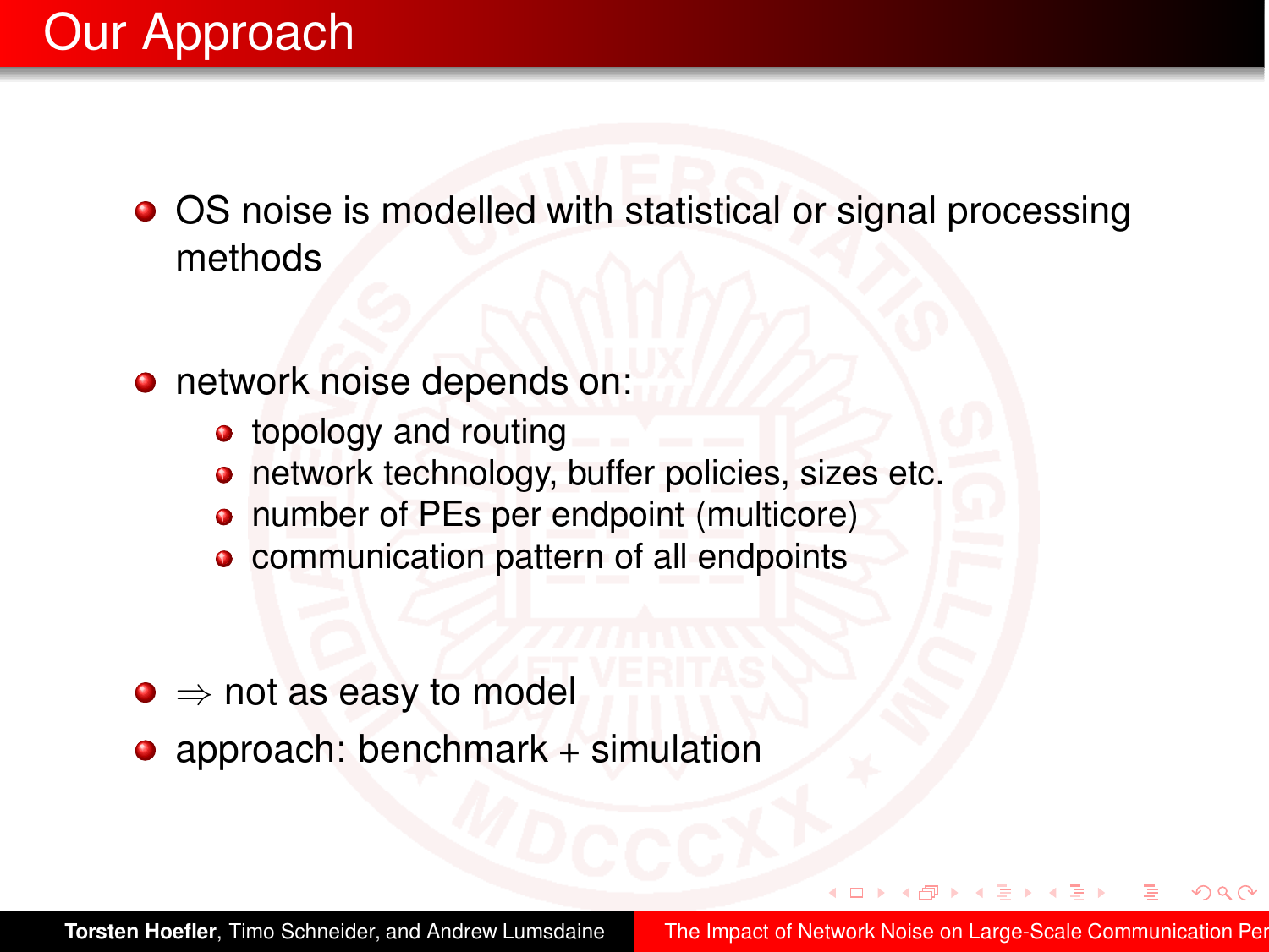# Our Approach

- OS noise is modelled with statistical or signal processing methods
- network noise depends on:
  - topology and routing
  - network technology, buffer policies, sizes etc.
  - number of PEs per endpoint (multicore)
  - communication pattern of all endpoints
- $\Rightarrow$ not as easy to model
- approach: benchmark + simulation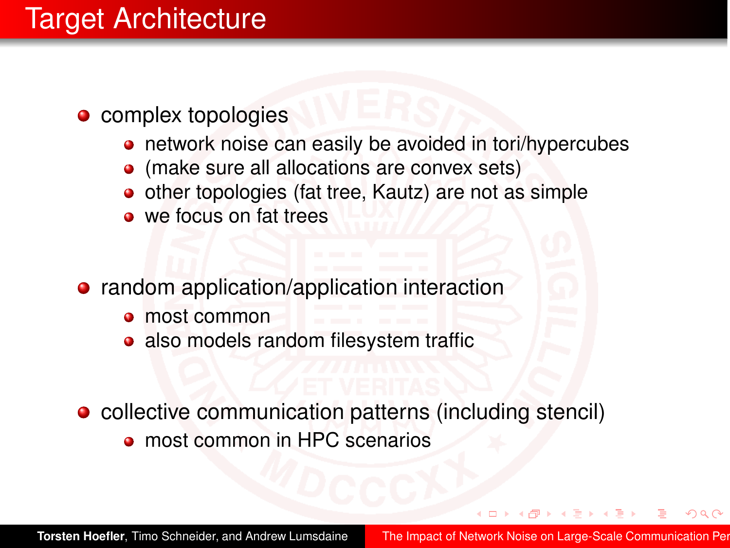# Target Architecture

- complex topologies
  - network noise can easily be avoided in tori/hypercubes
  - (make sure all allocations are convex sets)
  - other topologies (fat tree, Kautz) are not as simple
  - we focus on fat trees

- random application/application interaction
  - most common
  - also models random filesystem traffic

- collective communication patterns (including stencil)
  - most common in HPC scenarios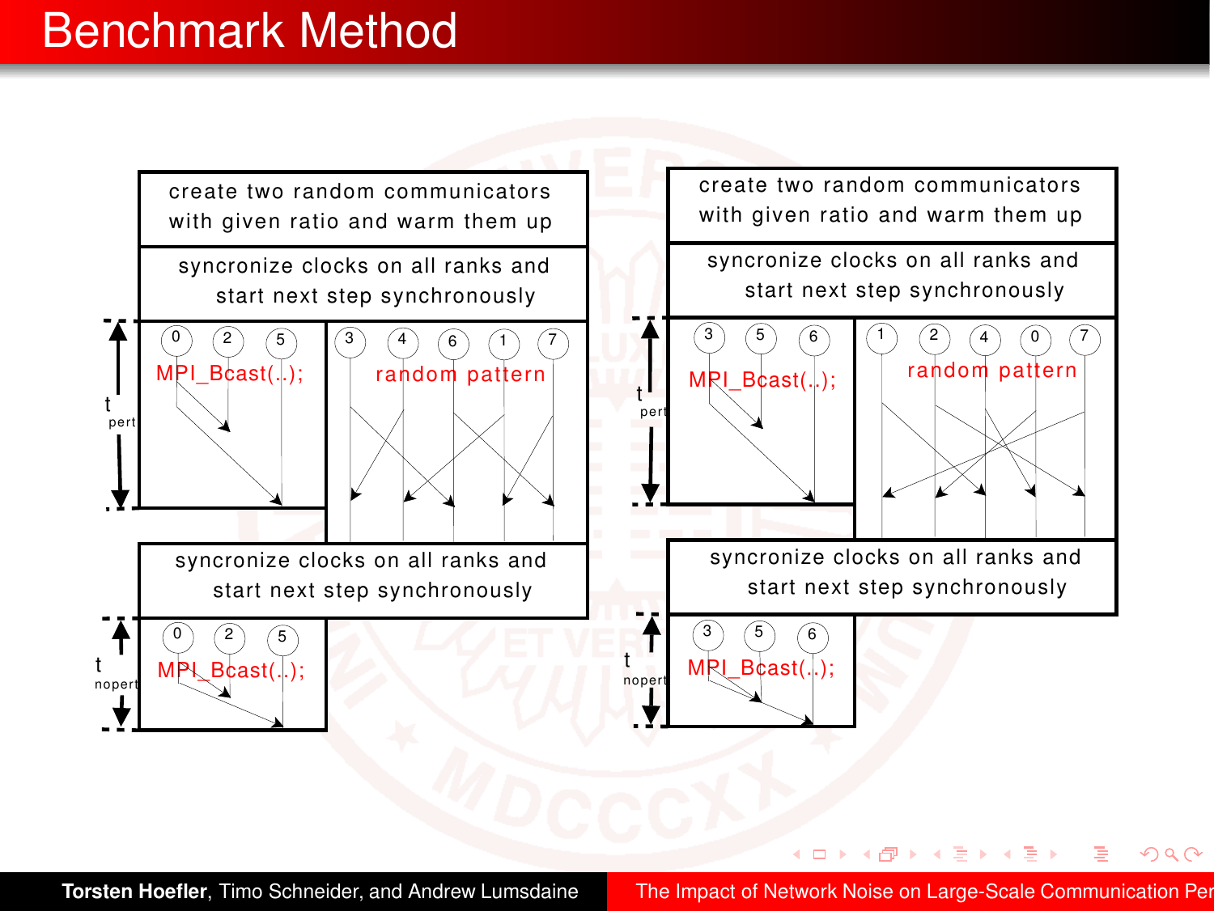# Benchmark Method

create two random communicators with given ratio and warm them up

syncronize clocks on all ranks and start next step synchronously

0 2 5 — MPI_Bcast(..);

3 4 6 1 7 — random pattern

$t_{pert}$

syncronize clocks on all ranks and start next step synchronously

0 2 5 — MPI_Bcast(..);

$t_{nopert}$

create two random communicators with given ratio and warm them up

syncronize clocks on all ranks and start next step synchronously

3 5 6 — MPI_Bcast(..);

1 2 4 0 7 — random pattern

$t_{pert}$

syncronize clocks on all ranks and start next step synchronously

3 5 6 — MPI_Bcast(..);

$t_{nopert}$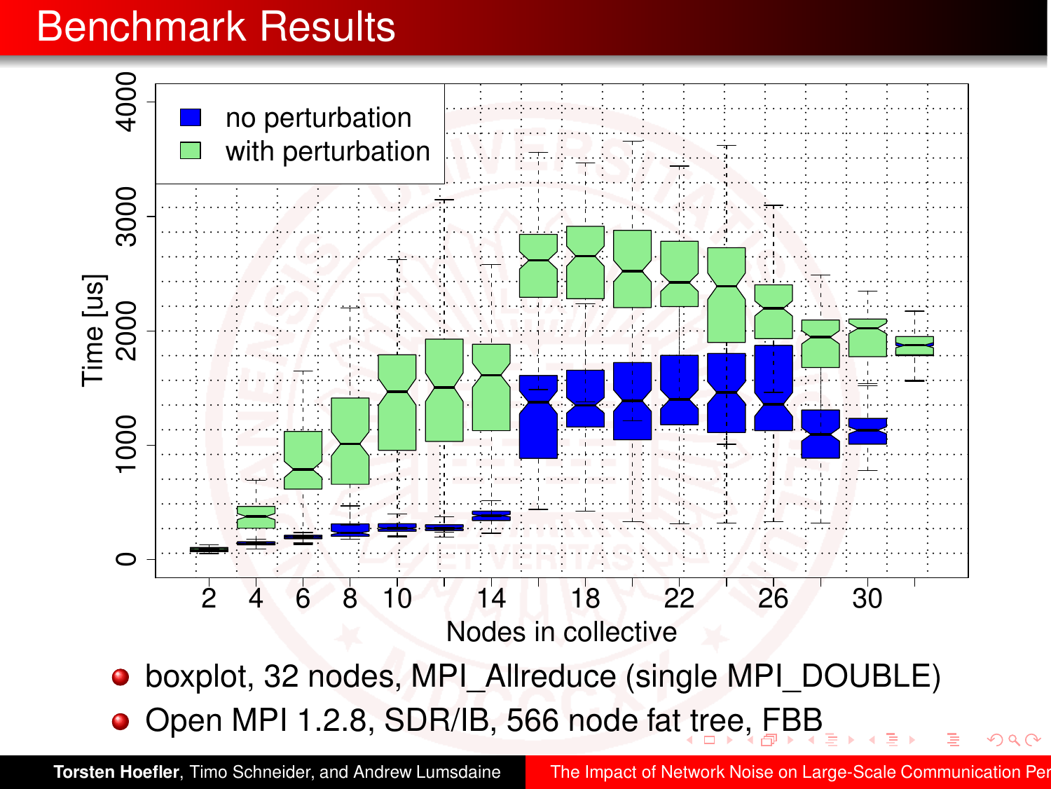# Benchmark Results

- boxplot, 32 nodes, MPI_Allreduce (single MPI_DOUBLE)
- Open MPI 1.2.8, SDR/IB, 566 node fat tree, FBB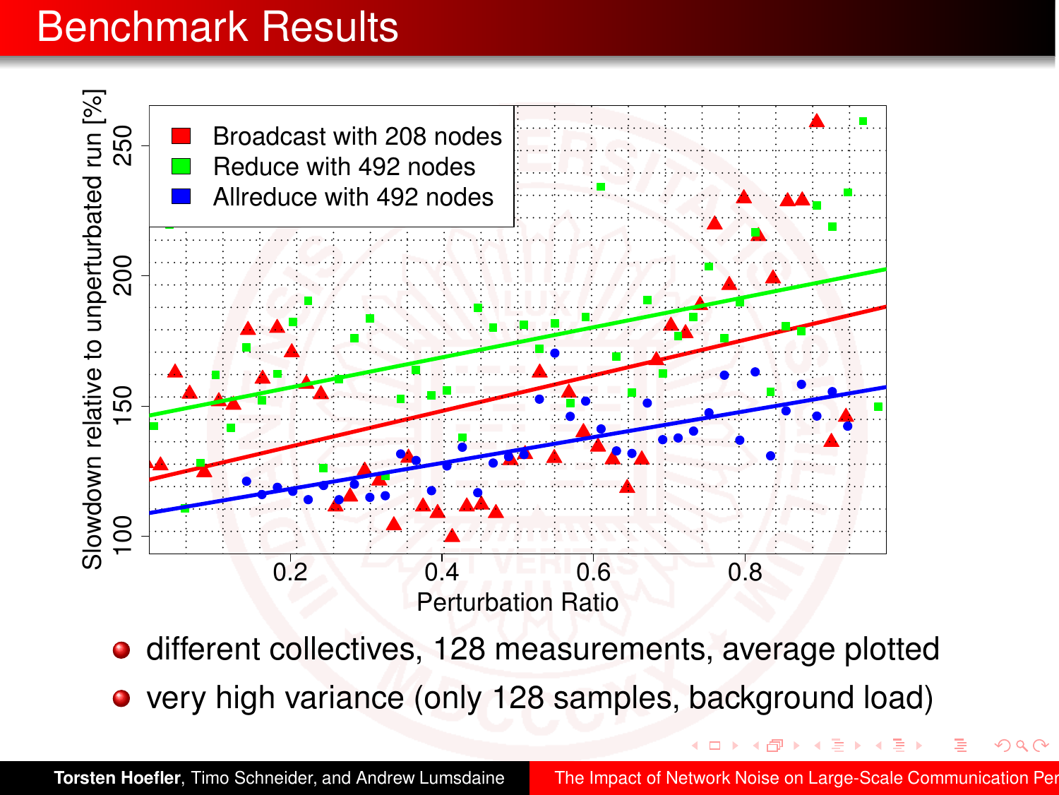# Benchmark Results

- different collectives, 128 measurements, average plotted
- very high variance (only 128 samples, background load)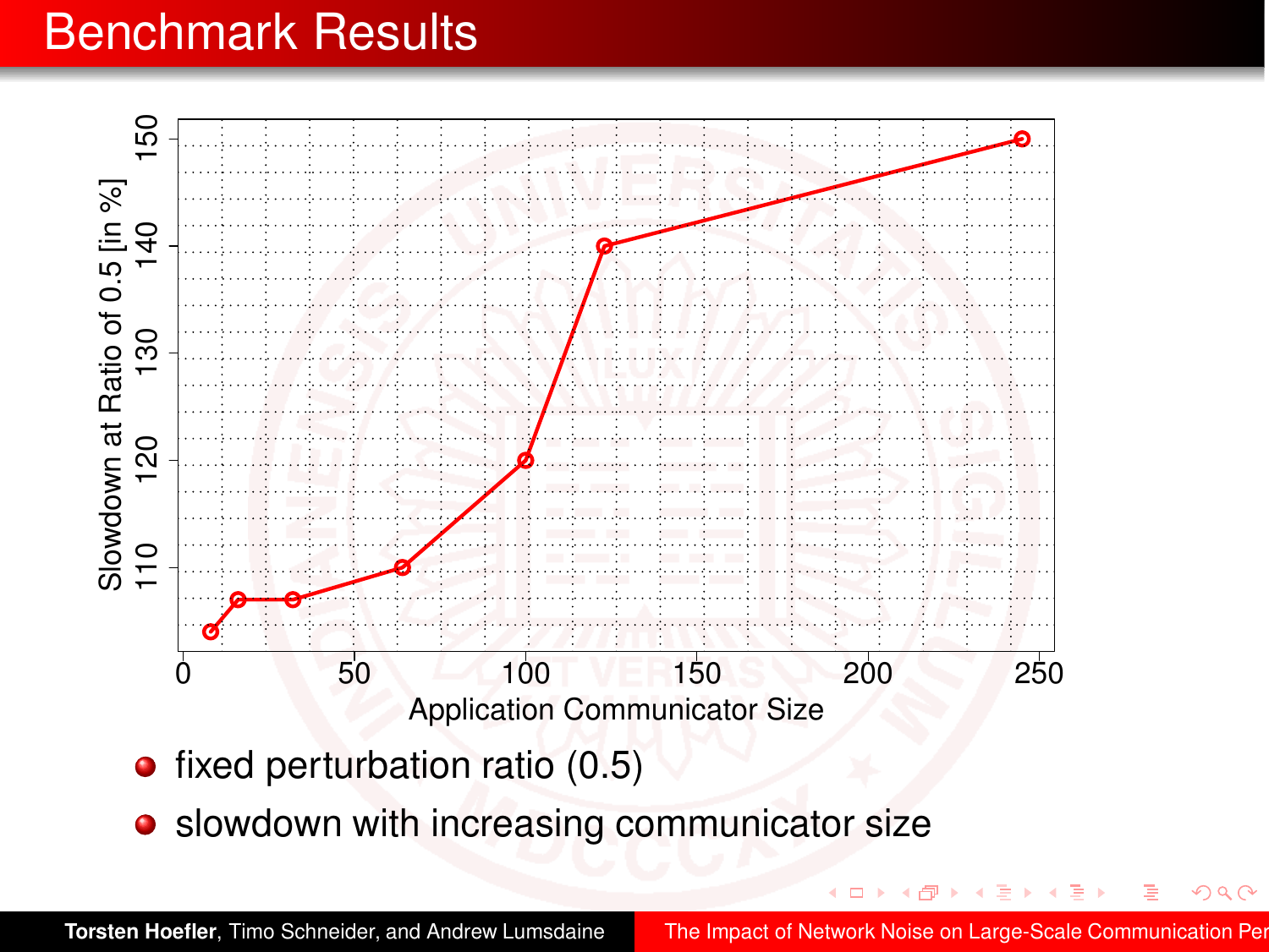# Benchmark Results

- fixed perturbation ratio (0.5)
- slowdown with increasing communicator size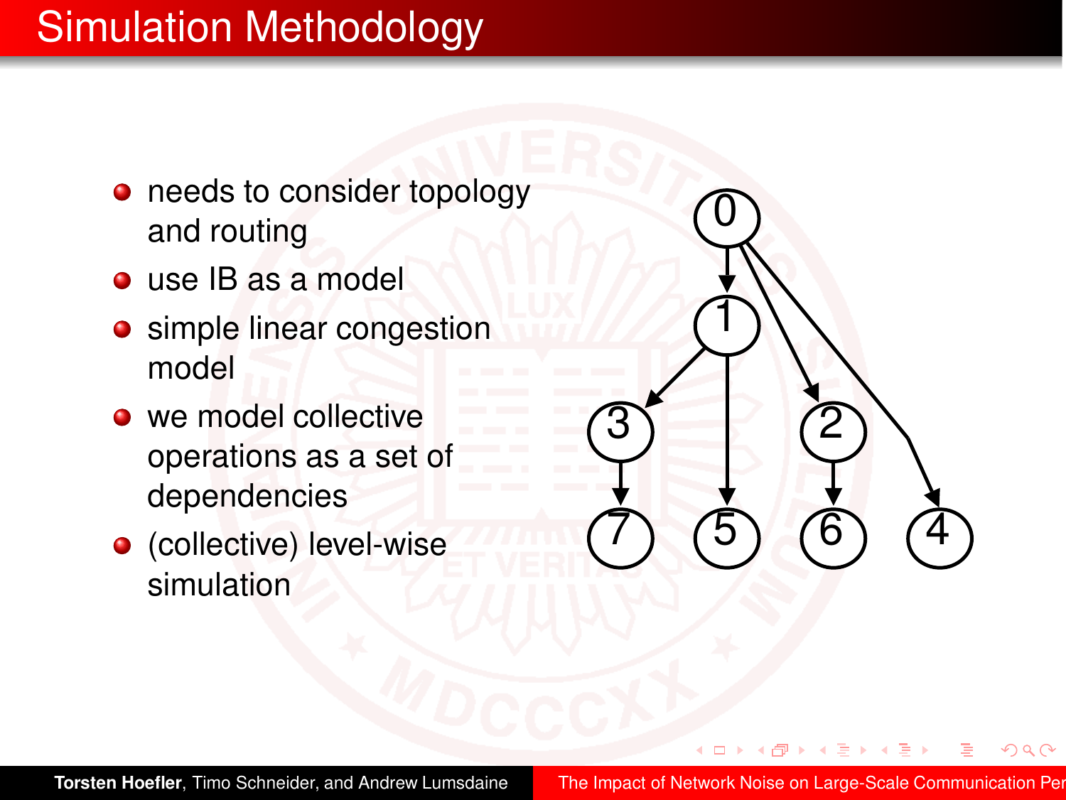# Simulation Methodology

- needs to consider topology and routing
- use IB as a model
- simple linear congestion model
- we model collective operations as a set of dependencies
- (collective) level-wise simulation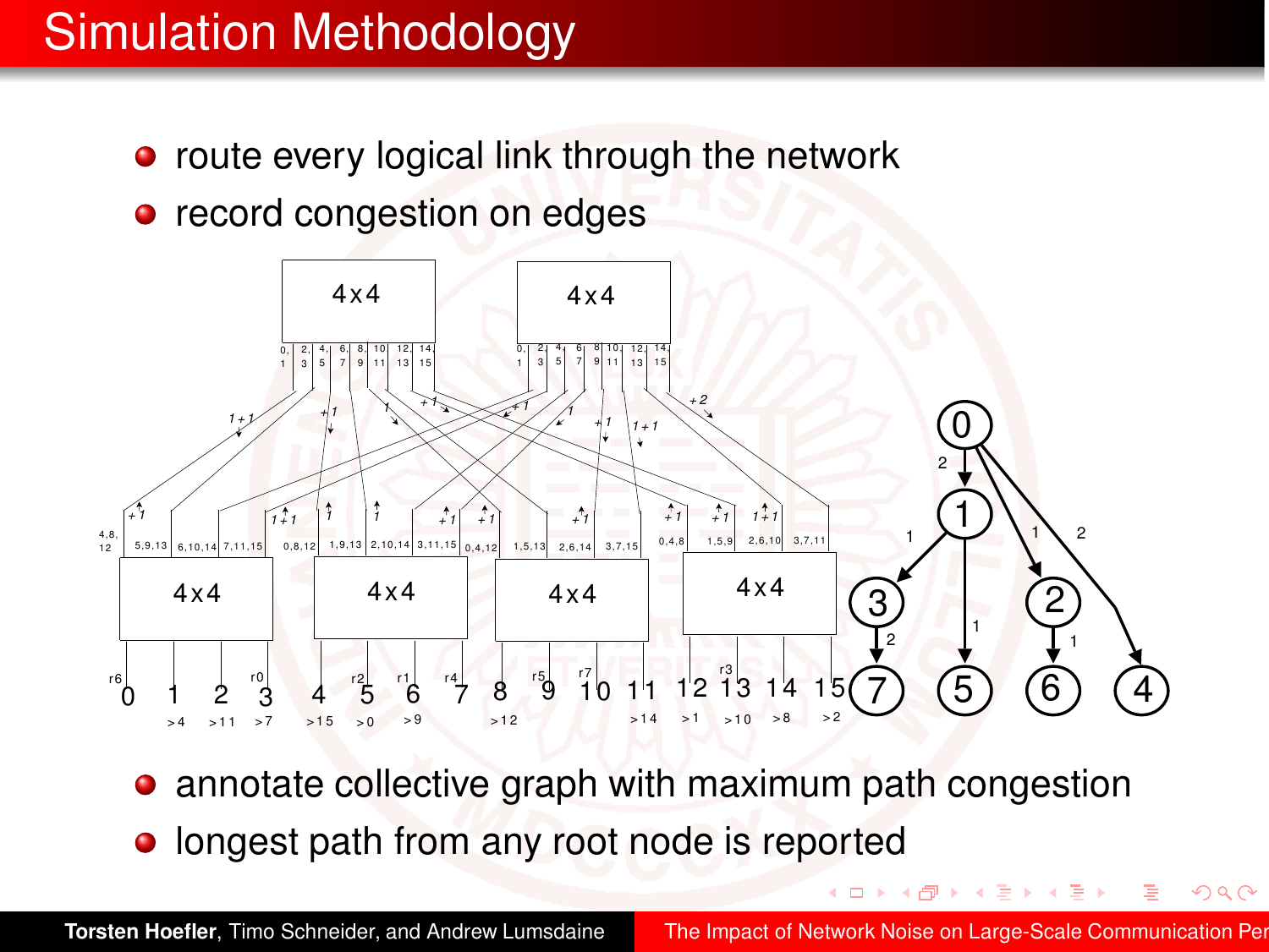# Simulation Methodology

- route every logical link through the network
- record congestion on edges
- annotate collective graph with maximum path congestion
- longest path from any root node is reported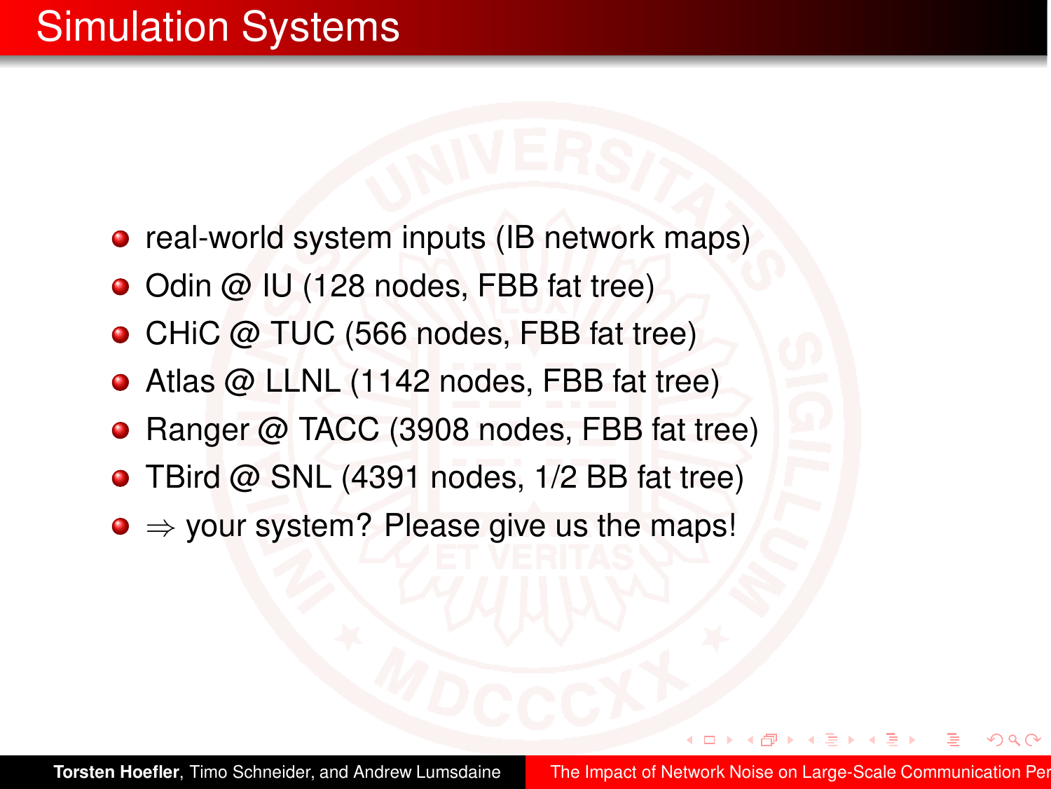# Simulation Systems

- real-world system inputs (IB network maps)
- Odin @ IU (128 nodes, FBB fat tree)
- CHiC @ TUC (566 nodes, FBB fat tree)
- Atlas @ LLNL (1142 nodes, FBB fat tree)
- Ranger @ TACC (3908 nodes, FBB fat tree)
- TBird @ SNL (4391 nodes, 1/2 BB fat tree)
- $\Rightarrow$ your system? Please give us the maps!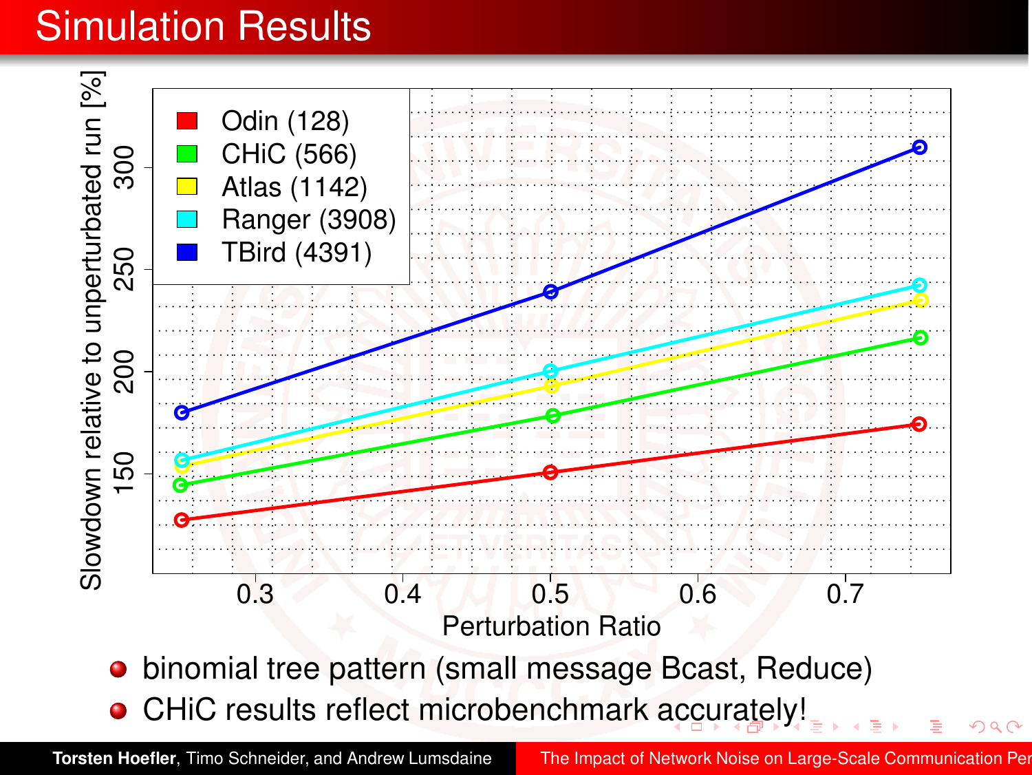# Simulation Results

- binomial tree pattern (small message Bcast, Reduce)
- CHiC results reflect microbenchmark accurately!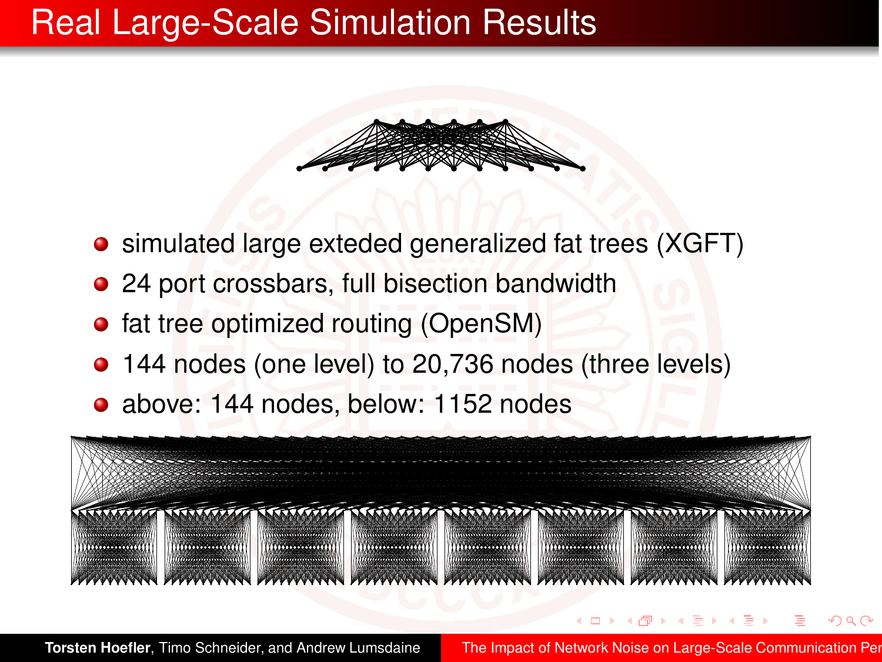# Real Large-Scale Simulation Results

- simulated large exteded generalized fat trees (XGFT)
- 24 port crossbars, full bisection bandwidth
- fat tree optimized routing (OpenSM)
- 144 nodes (one level) to 20,736 nodes (three levels)
- above: 144 nodes, below: 1152 nodes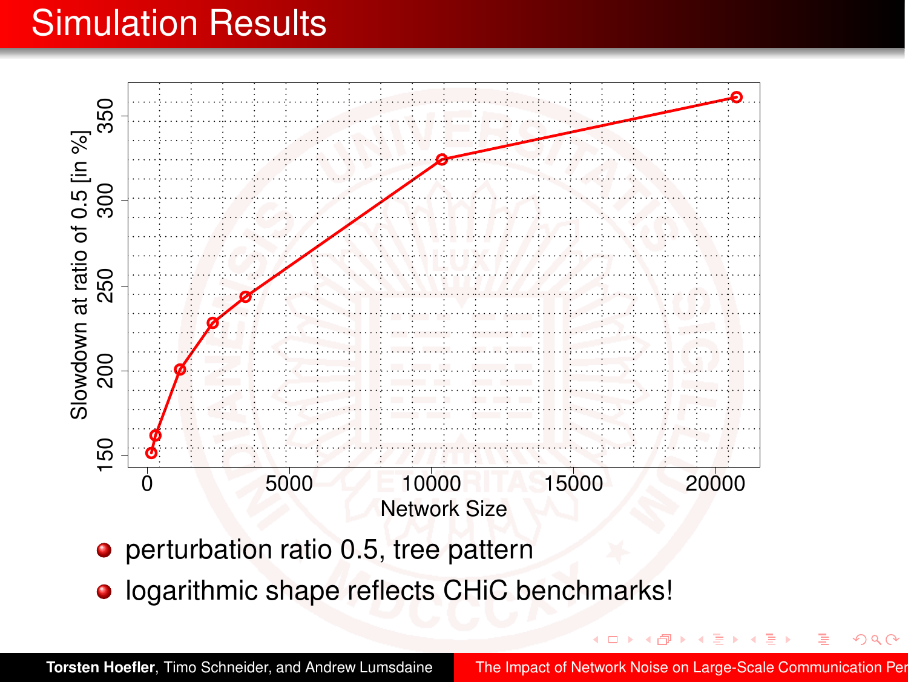# Simulation Results

- perturbation ratio 0.5, tree pattern
- logarithmic shape reflects CHiC benchmarks!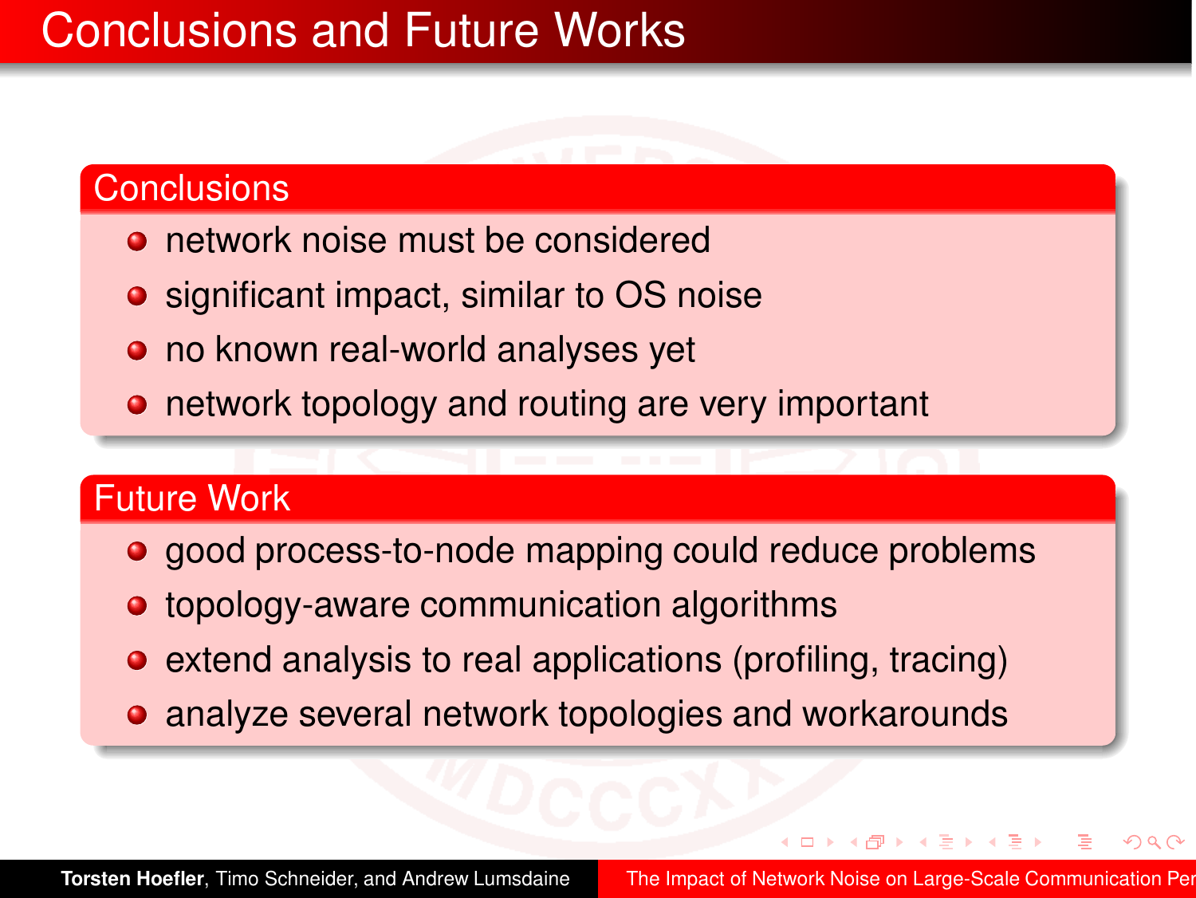# Conclusions and Future Works

## Conclusions

- network noise must be considered
- significant impact, similar to OS noise
- no known real-world analyses yet
- network topology and routing are very important

## Future Work

- good process-to-node mapping could reduce problems
- topology-aware communication algorithms
- extend analysis to real applications (profiling, tracing)
- analyze several network topologies and workarounds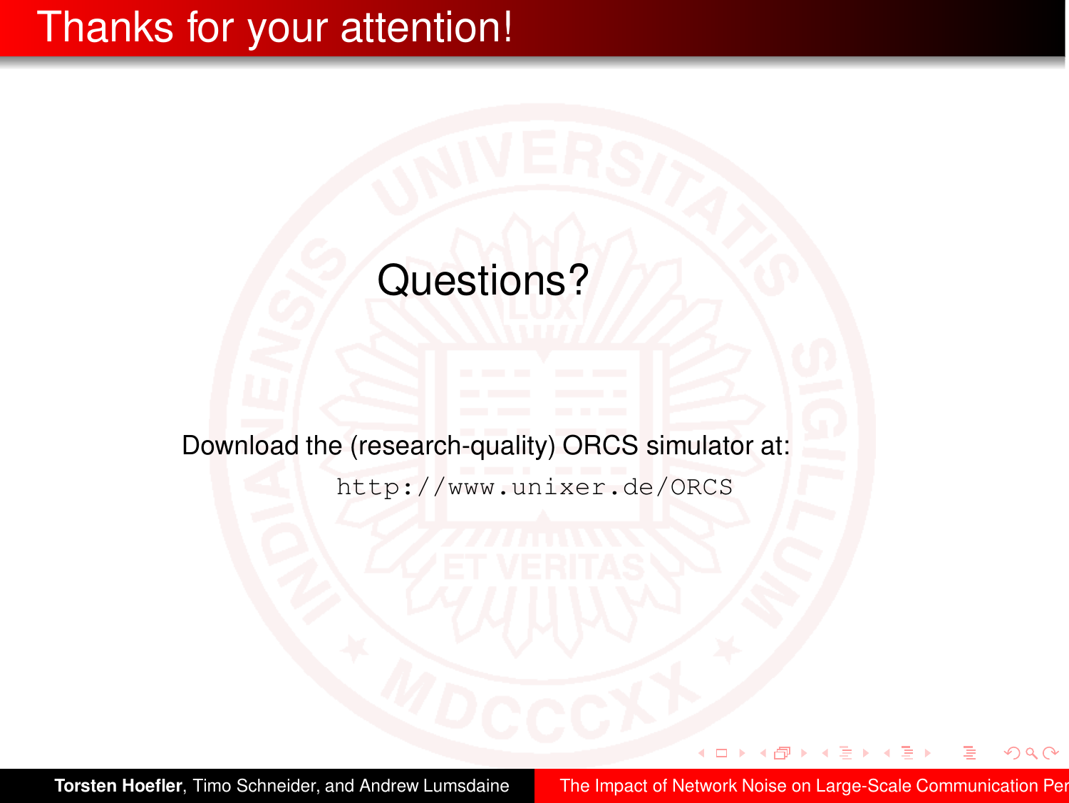# Thanks for your attention!

Questions?

Download the (research-quality) ORCS simulator at:

http://www.unixer.de/ORCS